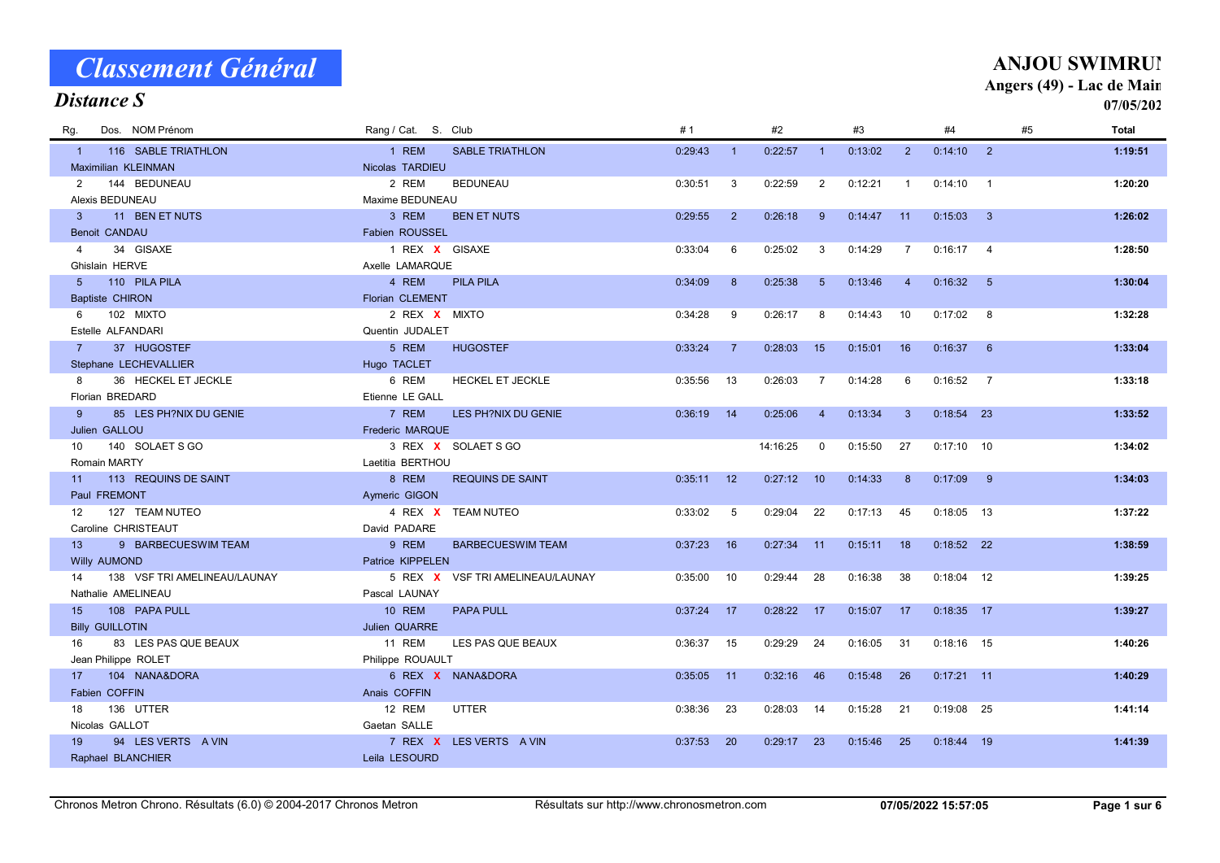# Classement Général

## Distance S

**ANJOU SWIMRUI**
**Angers (49) - Lac de Main**
**07/05/202**

| Rg. | Dos. | NOM Prénom | Rang / Cat. | S. | Club | # 1 | | #2 | | #3 | | #4 | | #5 | Total |
|---|---|---|---|---|---|---|---|---|---|---|---|---|---|---|---|
| 1 | 116 | SABLE TRIATHLON<br>Maximilian KLEINMAN<br>Nicolas TARDIEU | 1 REM | | SABLE TRIATHLON | 0:29:43 | 1 | 0:22:57 | 1 | 0:13:02 | 2 | 0:14:10 | 2 | | **1:19:51** |
| 2 | 144 | BEDUNEAU<br>Alexis BEDUNEAU<br>Maxime BEDUNEAU | 2 REM | | BEDUNEAU | 0:30:51 | 3 | 0:22:59 | 2 | 0:12:21 | 1 | 0:14:10 | 1 | | **1:20:20** |
| 3 | 11 | BEN ET NUTS<br>Benoit CANDAU<br>Fabien ROUSSEL | 3 REM | | BEN ET NUTS | 0:29:55 | 2 | 0:26:18 | 9 | 0:14:47 | 11 | 0:15:03 | 3 | | **1:26:02** |
| 4 | 34 | GISAXE<br>Ghislain HERVE<br>Axelle LAMARQUE | 1 REX | X | GISAXE | 0:33:04 | 6 | 0:25:02 | 3 | 0:14:29 | 7 | 0:16:17 | 4 | | **1:28:50** |
| 5 | 110 | PILA PILA<br>Baptiste CHIRON<br>Florian CLEMENT | 4 REM | | PILA PILA | 0:34:09 | 8 | 0:25:38 | 5 | 0:13:46 | 4 | 0:16:32 | 5 | | **1:30:04** |
| 6 | 102 | MIXTO<br>Estelle ALFANDARI<br>Quentin JUDALET | 2 REX | X | MIXTO | 0:34:28 | 9 | 0:26:17 | 8 | 0:14:43 | 10 | 0:17:02 | 8 | | **1:32:28** |
| 7 | 37 | HUGOSTEF<br>Stephane LECHEVALLIER<br>Hugo TACLET | 5 REM | | HUGOSTEF | 0:33:24 | 7 | 0:28:03 | 15 | 0:15:01 | 16 | 0:16:37 | 6 | | **1:33:04** |
| 8 | 36 | HECKEL ET JECKLE<br>Florian BREDARD<br>Etienne LE GALL | 6 REM | | HECKEL ET JECKLE | 0:35:56 | 13 | 0:26:03 | 7 | 0:14:28 | 6 | 0:16:52 | 7 | | **1:33:18** |
| 9 | 85 | LES PH?NIX DU GENIE<br>Julien GALLOU<br>Frederic MARQUE | 7 REM | | LES PH?NIX DU GENIE | 0:36:19 | 14 | 0:25:06 | 4 | 0:13:34 | 3 | 0:18:54 | 23 | | **1:33:52** |
| 10 | 140 | SOLAET S GO<br>Romain MARTY<br>Laetitia BERTHOU | 3 REX | X | SOLAET S GO | | | 14:16:25 | 0 | 0:15:50 | 27 | 0:17:10 | 10 | | **1:34:02** |
| 11 | 113 | REQUINS DE SAINT<br>Paul FREMONT<br>Aymeric GIGON | 8 REM | | REQUINS DE SAINT | 0:35:11 | 12 | 0:27:12 | 10 | 0:14:33 | 8 | 0:17:09 | 9 | | **1:34:03** |
| 12 | 127 | TEAM NUTEO<br>Caroline CHRISTEAUT<br>David PADARE | 4 REX | X | TEAM NUTEO | 0:33:02 | 5 | 0:29:04 | 22 | 0:17:13 | 45 | 0:18:05 | 13 | | **1:37:22** |
| 13 | 9 | BARBECUESWIM TEAM<br>Willy AUMOND<br>Patrice KIPPELEN | 9 REM | | BARBECUESWIM TEAM | 0:37:23 | 16 | 0:27:34 | 11 | 0:15:11 | 18 | 0:18:52 | 22 | | **1:38:59** |
| 14 | 138 | VSF TRI AMELINEAU/LAUNAY<br>Nathalie AMELINEAU<br>Pascal LAUNAY | 5 REX | X | VSF TRI AMELINEAU/LAUNAY | 0:35:00 | 10 | 0:29:44 | 28 | 0:16:38 | 38 | 0:18:04 | 12 | | **1:39:25** |
| 15 | 108 | PAPA PULL<br>Billy GUILLOTIN<br>Julien QUARRE | 10 REM | | PAPA PULL | 0:37:24 | 17 | 0:28:22 | 17 | 0:15:07 | 17 | 0:18:35 | 17 | | **1:39:27** |
| 16 | 83 | LES PAS QUE BEAUX<br>Jean Philippe ROLET<br>Philippe ROUAULT | 11 REM | | LES PAS QUE BEAUX | 0:36:37 | 15 | 0:29:29 | 24 | 0:16:05 | 31 | 0:18:16 | 15 | | **1:40:26** |
| 17 | 104 | NANA&DORA<br>Fabien COFFIN<br>Anais COFFIN | 6 REX | X | NANA&DORA | 0:35:05 | 11 | 0:32:16 | 46 | 0:15:48 | 26 | 0:17:21 | 11 | | **1:40:29** |
| 18 | 136 | UTTER<br>Nicolas GALLOT<br>Gaetan SALLE | 12 REM | | UTTER | 0:38:36 | 23 | 0:28:03 | 14 | 0:15:28 | 21 | 0:19:08 | 25 | | **1:41:14** |
| 19 | 94 | LES VERTS A VIN<br>Raphael BLANCHIER<br>Leila LESOURD | 7 REX | X | LES VERTS A VIN | 0:37:53 | 20 | 0:29:17 | 23 | 0:15:46 | 25 | 0:18:44 | 19 | | **1:41:39** |

Chronos Metron Chrono. Résultats (6.0) © 2004-2017 Chronos Metron — Résultats sur http://www.chronosmetron.com — 07/05/2022 15:57:05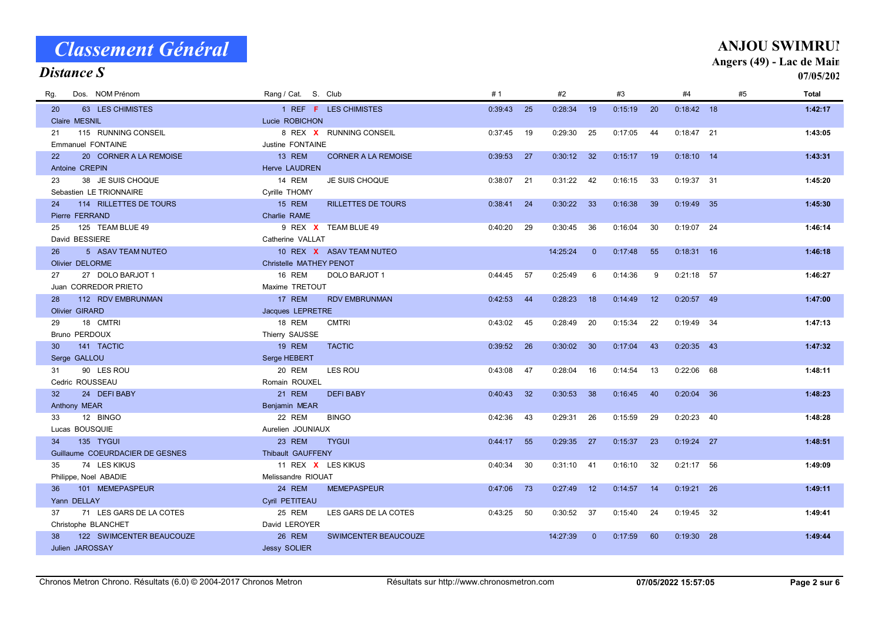# Classement Général

## Distance S

**ANJOU SWIMRUN**
**Angers (49) - Lac de Maine**
**07/05/2022**

| Rg. | Dos. | NOM Prénom | Rang / Cat. | S. | Club | #1 | | #2 | | #3 | | #4 | | #5 | Total |
|---|---|---|---|---|---|---|---|---|---|---|---|---|---|---|---|
| 20 | 63 | LES CHIMISTES | 1 REF | F | LES CHIMISTES | 0:39:43 | 25 | 0:28:34 | 19 | 0:15:19 | 20 | 0:18:42 | 18 | | 1:42:17 |
| | | Claire MESNIL | Lucie ROBICHON | | | | | | | | | | | | |
| 21 | 115 | RUNNING CONSEIL | 8 REX | X | RUNNING CONSEIL | 0:37:45 | 19 | 0:29:30 | 25 | 0:17:05 | 44 | 0:18:47 | 21 | | 1:43:05 |
| | | Emmanuel FONTAINE | Justine FONTAINE | | | | | | | | | | | | |
| 22 | 20 | CORNER A LA REMOISE | 13 REM | | CORNER A LA REMOISE | 0:39:53 | 27 | 0:30:12 | 32 | 0:15:17 | 19 | 0:18:10 | 14 | | 1:43:31 |
| | | Antoine CREPIN | Herve LAUDREN | | | | | | | | | | | | |
| 23 | 38 | JE SUIS CHOQUE | 14 REM | | JE SUIS CHOQUE | 0:38:07 | 21 | 0:31:22 | 42 | 0:16:15 | 33 | 0:19:37 | 31 | | 1:45:20 |
| | | Sebastien LE TRIONNAIRE | Cyrille THOMY | | | | | | | | | | | | |
| 24 | 114 | RILLETTES DE TOURS | 15 REM | | RILLETTES DE TOURS | 0:38:41 | 24 | 0:30:22 | 33 | 0:16:38 | 39 | 0:19:49 | 35 | | 1:45:30 |
| | | Pierre FERRAND | Charlie RAME | | | | | | | | | | | | |
| 25 | 125 | TEAM BLUE 49 | 9 REX | X | TEAM BLUE 49 | 0:40:20 | 29 | 0:30:45 | 36 | 0:16:04 | 30 | 0:19:07 | 24 | | 1:46:14 |
| | | David BESSIERE | Catherine VALLAT | | | | | | | | | | | | |
| 26 | 5 | ASAV TEAM NUTEO | 10 REX | X | ASAV TEAM NUTEO | | | 14:25:24 | 0 | 0:17:48 | 55 | 0:18:31 | 16 | | 1:46:18 |
| | | Olivier DELORME | Christelle MATHEY PENOT | | | | | | | | | | | | |
| 27 | 27 | DOLO BARJOT 1 | 16 REM | | DOLO BARJOT 1 | 0:44:45 | 57 | 0:25:49 | 6 | 0:14:36 | 9 | 0:21:18 | 57 | | 1:46:27 |
| | | Juan CORREDOR PRIETO | Maxime TRETOUT | | | | | | | | | | | | |
| 28 | 112 | RDV EMBRUNMAN | 17 REM | | RDV EMBRUNMAN | 0:42:53 | 44 | 0:28:23 | 18 | 0:14:49 | 12 | 0:20:57 | 49 | | 1:47:00 |
| | | Olivier GIRARD | Jacques LEPRETRE | | | | | | | | | | | | |
| 29 | 18 | CMTRI | 18 REM | | CMTRI | 0:43:02 | 45 | 0:28:49 | 20 | 0:15:34 | 22 | 0:19:49 | 34 | | 1:47:13 |
| | | Bruno PERDOUX | Thierry SAUSSE | | | | | | | | | | | | |
| 30 | 141 | TACTIC | 19 REM | | TACTIC | 0:39:52 | 26 | 0:30:02 | 30 | 0:17:04 | 43 | 0:20:35 | 43 | | 1:47:32 |
| | | Serge GALLOU | Serge HEBERT | | | | | | | | | | | | |
| 31 | 90 | LES ROU | 20 REM | | LES ROU | 0:43:08 | 47 | 0:28:04 | 16 | 0:14:54 | 13 | 0:22:06 | 68 | | 1:48:11 |
| | | Cedric ROUSSEAU | Romain ROUXEL | | | | | | | | | | | | |
| 32 | 24 | DEFI BABY | 21 REM | | DEFI BABY | 0:40:43 | 32 | 0:30:53 | 38 | 0:16:45 | 40 | 0:20:04 | 36 | | 1:48:23 |
| | | Anthony MEAR | Benjamin MEAR | | | | | | | | | | | | |
| 33 | 12 | BINGO | 22 REM | | BINGO | 0:42:36 | 43 | 0:29:31 | 26 | 0:15:59 | 29 | 0:20:23 | 40 | | 1:48:28 |
| | | Lucas BOUSQUIE | Aurelien JOUNIAUX | | | | | | | | | | | | |
| 34 | 135 | TYGUI | 23 REM | | TYGUI | 0:44:17 | 55 | 0:29:35 | 27 | 0:15:37 | 23 | 0:19:24 | 27 | | 1:48:51 |
| | | Guillaume COEURDACIER DE GESNES | Thibault GAUFFENY | | | | | | | | | | | | |
| 35 | 74 | LES KIKUS | 11 REX | X | LES KIKUS | 0:40:34 | 30 | 0:31:10 | 41 | 0:16:10 | 32 | 0:21:17 | 56 | | 1:49:09 |
| | | Philippe, Noel ABADIE | Melissandre RIOUAT | | | | | | | | | | | | |
| 36 | 101 | MEMEPASPEUR | 24 REM | | MEMEPASPEUR | 0:47:06 | 73 | 0:27:49 | 12 | 0:14:57 | 14 | 0:19:21 | 26 | | 1:49:11 |
| | | Yann DELLAY | Cyril PETITEAU | | | | | | | | | | | | |
| 37 | 71 | LES GARS DE LA COTES | 25 REM | | LES GARS DE LA COTES | 0:43:25 | 50 | 0:30:52 | 37 | 0:15:40 | 24 | 0:19:45 | 32 | | 1:49:41 |
| | | Christophe BLANCHET | David LEROYER | | | | | | | | | | | | |
| 38 | 122 | SWIMCENTER BEAUCOUZE | 26 REM | | SWIMCENTER BEAUCOUZE | | | 14:27:39 | 0 | 0:17:59 | 60 | 0:19:30 | 28 | | 1:49:44 |
| | | Julien JAROSSAY | Jessy SOLIER | | | | | | | | | | | | |

Chronos Metron Chrono. Résultats (6.0) © 2004-2017 Chronos Metron — Résultats sur http://www.chronosmetron.com — 07/05/2022 15:57:05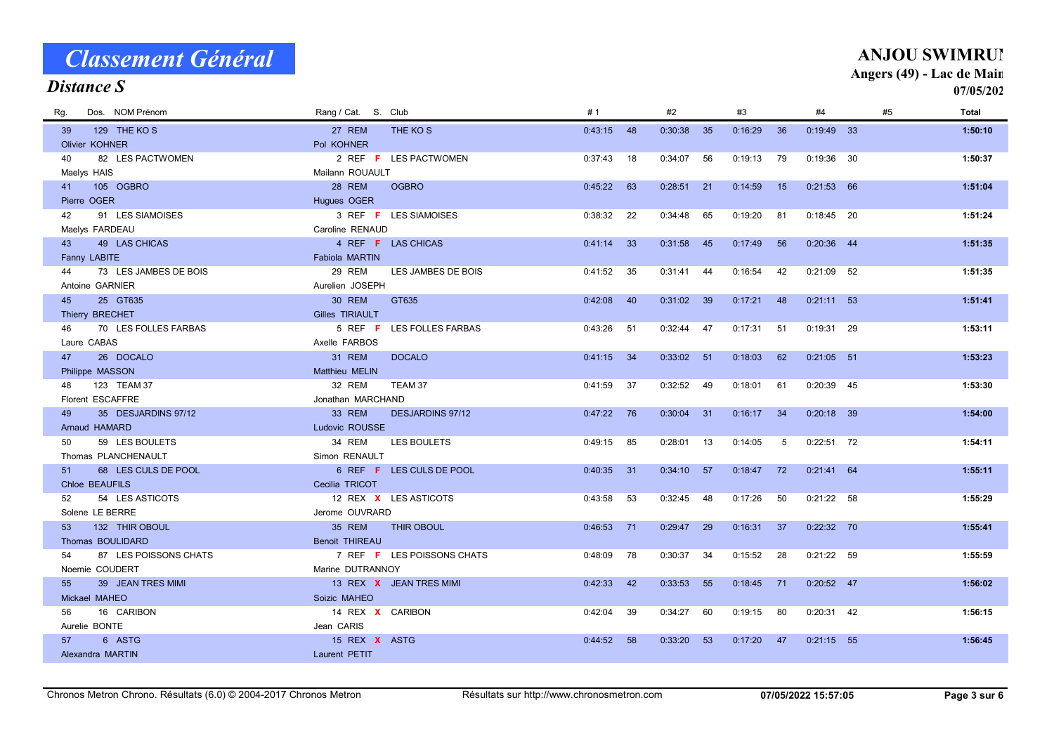# Classement Général

## Distance S

**ANJOU SWIMRU**
**Angers (49) - Lac de Mai**
**07/05/202**

| Rg. | Dos. | NOM Prénom | Rang / Cat. | S. | Club | #1 | | #2 | | #3 | | #4 | | #5 | Total |
|---|---|---|---|---|---|---|---|---|---|---|---|---|---|---|---|
| 39 | 129 | THE KO S<br>Olivier KOHNER | 27 REM<br>Pol KOHNER | | THE KO S | 0:43:15 | 48 | 0:30:38 | 35 | 0:16:29 | 36 | 0:19:49 | 33 | | **1:50:10** |
| 40 | 82 | LES PACTWOMEN<br>Maelys HAIS | 2 REF<br>Mailann ROUAULT | **F** | LES PACTWOMEN | 0:37:43 | 18 | 0:34:07 | 56 | 0:19:13 | 79 | 0:19:36 | 30 | | **1:50:37** |
| 41 | 105 | OGBRO<br>Pierre OGER | 28 REM<br>Hugues OGER | | OGBRO | 0:45:22 | 63 | 0:28:51 | 21 | 0:14:59 | 15 | 0:21:53 | 66 | | **1:51:04** |
| 42 | 91 | LES SIAMOISES<br>Maelys FARDEAU | 3 REF<br>Caroline RENAUD | **F** | LES SIAMOISES | 0:38:32 | 22 | 0:34:48 | 65 | 0:19:20 | 81 | 0:18:45 | 20 | | **1:51:24** |
| 43 | 49 | LAS CHICAS<br>Fanny LABITE | 4 REF<br>Fabiola MARTIN | **F** | LAS CHICAS | 0:41:14 | 33 | 0:31:58 | 45 | 0:17:49 | 56 | 0:20:36 | 44 | | **1:51:35** |
| 44 | 73 | LES JAMBES DE BOIS<br>Antoine GARNIER | 29 REM<br>Aurelien JOSEPH | | LES JAMBES DE BOIS | 0:41:52 | 35 | 0:31:41 | 44 | 0:16:54 | 42 | 0:21:09 | 52 | | **1:51:35** |
| 45 | 25 | GT635<br>Thierry BRECHET | 30 REM<br>Gilles TIRIAULT | | GT635 | 0:42:08 | 40 | 0:31:02 | 39 | 0:17:21 | 48 | 0:21:11 | 53 | | **1:51:41** |
| 46 | 70 | LES FOLLES FARBAS<br>Laure CABAS | 5 REF<br>Axelle FARBOS | **F** | LES FOLLES FARBAS | 0:43:26 | 51 | 0:32:44 | 47 | 0:17:31 | 51 | 0:19:31 | 29 | | **1:53:11** |
| 47 | 26 | DOCALO<br>Philippe MASSON | 31 REM<br>Matthieu MELIN | | DOCALO | 0:41:15 | 34 | 0:33:02 | 51 | 0:18:03 | 62 | 0:21:05 | 51 | | **1:53:23** |
| 48 | 123 | TEAM 37<br>Florent ESCAFFRE | 32 REM<br>Jonathan MARCHAND | | TEAM 37 | 0:41:59 | 37 | 0:32:52 | 49 | 0:18:01 | 61 | 0:20:39 | 45 | | **1:53:30** |
| 49 | 35 | DESJARDINS 97/12<br>Arnaud HAMARD | 33 REM<br>Ludovic ROUSSE | | DESJARDINS 97/12 | 0:47:22 | 76 | 0:30:04 | 31 | 0:16:17 | 34 | 0:20:18 | 39 | | **1:54:00** |
| 50 | 59 | LES BOULETS<br>Thomas PLANCHENAULT | 34 REM<br>Simon RENAULT | | LES BOULETS | 0:49:15 | 85 | 0:28:01 | 13 | 0:14:05 | 5 | 0:22:51 | 72 | | **1:54:11** |
| 51 | 68 | LES CULS DE POOL<br>Chloe BEAUFILS | 6 REF<br>Cecilia TRICOT | **F** | LES CULS DE POOL | 0:40:35 | 31 | 0:34:10 | 57 | 0:18:47 | 72 | 0:21:41 | 64 | | **1:55:11** |
| 52 | 54 | LES ASTICOTS<br>Solene LE BERRE | 12 REX<br>Jerome OUVRARD | **X** | LES ASTICOTS | 0:43:58 | 53 | 0:32:45 | 48 | 0:17:26 | 50 | 0:21:22 | 58 | | **1:55:29** |
| 53 | 132 | THIR OBOUL<br>Thomas BOULIDARD | 35 REM<br>Benoit THIREAU | | THIR OBOUL | 0:46:53 | 71 | 0:29:47 | 29 | 0:16:31 | 37 | 0:22:32 | 70 | | **1:55:41** |
| 54 | 87 | LES POISSONS CHATS<br>Noemie COUDERT | 7 REF<br>Marine DUTRANNOY | **F** | LES POISSONS CHATS | 0:48:09 | 78 | 0:30:37 | 34 | 0:15:52 | 28 | 0:21:22 | 59 | | **1:55:59** |
| 55 | 39 | JEAN TRES MIMI<br>Mickael MAHEO | 13 REX<br>Soizic MAHEO | **X** | JEAN TRES MIMI | 0:42:33 | 42 | 0:33:53 | 55 | 0:18:45 | 71 | 0:20:52 | 47 | | **1:56:02** |
| 56 | 16 | CARIBON<br>Aurelie BONTE | 14 REX<br>Jean CARIS | **X** | CARIBON | 0:42:04 | 39 | 0:34:27 | 60 | 0:19:15 | 80 | 0:20:31 | 42 | | **1:56:15** |
| 57 | 6 | ASTG<br>Alexandra MARTIN | 15 REX<br>Laurent PETIT | **X** | ASTG | 0:44:52 | 58 | 0:33:20 | 53 | 0:17:20 | 47 | 0:21:15 | 55 | | **1:56:45** |

Chronos Metron Chrono. Résultats (6.0) © 2004-2017 Chronos Metron — Résultats sur http://www.chronosmetron.com — 07/05/2022 15:57:05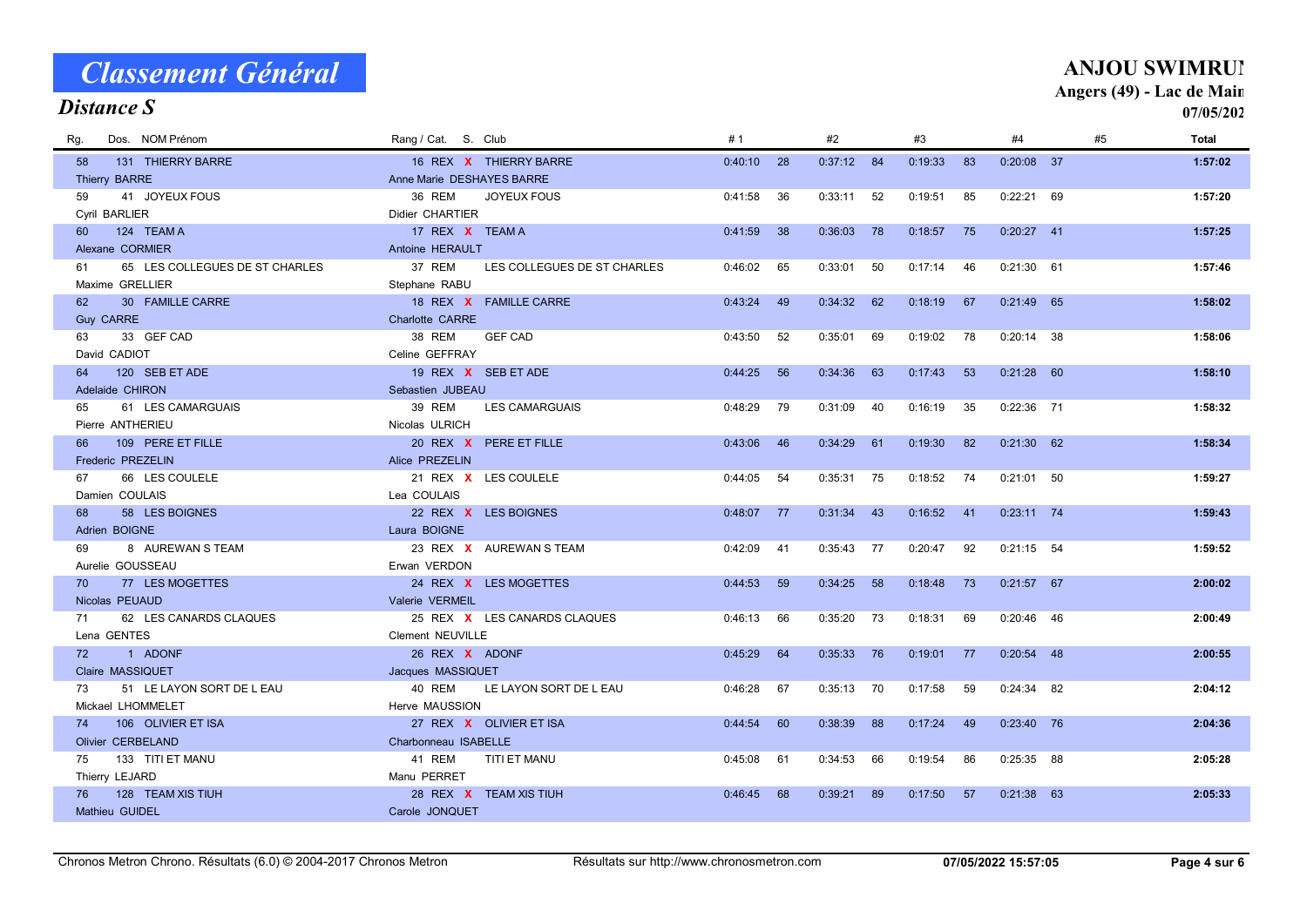# Classement Général

### Distance S

**ANJOU SWIMRUI**
**Angers (49) - Lac de Main**
**07/05/202**

| Rg. | Dos. NOM Prénom | Rang / Cat. S. Club | #1 | | #2 | | #3 | | #4 | | #5 | Total |
|---|---|---|---|---|---|---|---|---|---|---|---|---|
| 58 | 131 THIERRY BARRE<br>Thierry BARRE | 16 REX X THIERRY BARRE<br>Anne Marie DESHAYES BARRE | 0:40:10 | 28 | 0:37:12 | 84 | 0:19:33 | 83 | 0:20:08 | 37 | | **1:57:02** |
| 59 | 41 JOYEUX FOUS<br>Cyril BARLIER | 36 REM JOYEUX FOUS<br>Didier CHARTIER | 0:41:58 | 36 | 0:33:11 | 52 | 0:19:51 | 85 | 0:22:21 | 69 | | **1:57:20** |
| 60 | 124 TEAM A<br>Alexane CORMIER | 17 REX X TEAM A<br>Antoine HERAULT | 0:41:59 | 38 | 0:36:03 | 78 | 0:18:57 | 75 | 0:20:27 | 41 | | **1:57:25** |
| 61 | 65 LES COLLEGUES DE ST CHARLES<br>Maxime GRELLIER | 37 REM LES COLLEGUES DE ST CHARLES<br>Stephane RABU | 0:46:02 | 65 | 0:33:01 | 50 | 0:17:14 | 46 | 0:21:30 | 61 | | **1:57:46** |
| 62 | 30 FAMILLE CARRE<br>Guy CARRE | 18 REX X FAMILLE CARRE<br>Charlotte CARRE | 0:43:24 | 49 | 0:34:32 | 62 | 0:18:19 | 67 | 0:21:49 | 65 | | **1:58:02** |
| 63 | 33 GEF CAD<br>David CADIOT | 38 REM GEF CAD<br>Celine GEFFRAY | 0:43:50 | 52 | 0:35:01 | 69 | 0:19:02 | 78 | 0:20:14 | 38 | | **1:58:06** |
| 64 | 120 SEB ET ADE<br>Adelaide CHIRON | 19 REX X SEB ET ADE<br>Sebastien JUBEAU | 0:44:25 | 56 | 0:34:36 | 63 | 0:17:43 | 53 | 0:21:28 | 60 | | **1:58:10** |
| 65 | 61 LES CAMARGUAIS<br>Pierre ANTHERIEU | 39 REM LES CAMARGUAIS<br>Nicolas ULRICH | 0:48:29 | 79 | 0:31:09 | 40 | 0:16:19 | 35 | 0:22:36 | 71 | | **1:58:32** |
| 66 | 109 PERE ET FILLE<br>Frederic PREZELIN | 20 REX X PERE ET FILLE<br>Alice PREZELIN | 0:43:06 | 46 | 0:34:29 | 61 | 0:19:30 | 82 | 0:21:30 | 62 | | **1:58:34** |
| 67 | 66 LES COULELE<br>Damien COULAIS | 21 REX X LES COULELE<br>Lea COULAIS | 0:44:05 | 54 | 0:35:31 | 75 | 0:18:52 | 74 | 0:21:01 | 50 | | **1:59:27** |
| 68 | 58 LES BOIGNES<br>Adrien BOIGNE | 22 REX X LES BOIGNES<br>Laura BOIGNE | 0:48:07 | 77 | 0:31:34 | 43 | 0:16:52 | 41 | 0:23:11 | 74 | | **1:59:43** |
| 69 | 8 AUREWAN S TEAM<br>Aurelie GOUSSEAU | 23 REX X AUREWAN S TEAM<br>Erwan VERDON | 0:42:09 | 41 | 0:35:43 | 77 | 0:20:47 | 92 | 0:21:15 | 54 | | **1:59:52** |
| 70 | 77 LES MOGETTES<br>Nicolas PEUAUD | 24 REX X LES MOGETTES<br>Valerie VERMEIL | 0:44:53 | 59 | 0:34:25 | 58 | 0:18:48 | 73 | 0:21:57 | 67 | | **2:00:02** |
| 71 | 62 LES CANARDS CLAQUES<br>Lena GENTES | 25 REX X LES CANARDS CLAQUES<br>Clement NEUVILLE | 0:46:13 | 66 | 0:35:20 | 73 | 0:18:31 | 69 | 0:20:46 | 46 | | **2:00:49** |
| 72 | 1 ADONF<br>Claire MASSIQUET | 26 REX X ADONF<br>Jacques MASSIQUET | 0:45:29 | 64 | 0:35:33 | 76 | 0:19:01 | 77 | 0:20:54 | 48 | | **2:00:55** |
| 73 | 51 LE LAYON SORT DE L EAU<br>Mickael LHOMMELET | 40 REM LE LAYON SORT DE L EAU<br>Herve MAUSSION | 0:46:28 | 67 | 0:35:13 | 70 | 0:17:58 | 59 | 0:24:34 | 82 | | **2:04:12** |
| 74 | 106 OLIVIER ET ISA<br>Olivier CERBELAND | 27 REX X OLIVIER ET ISA<br>Charbonneau ISABELLE | 0:44:54 | 60 | 0:38:39 | 88 | 0:17:24 | 49 | 0:23:40 | 76 | | **2:04:36** |
| 75 | 133 TITI ET MANU<br>Thierry LEJARD | 41 REM TITI ET MANU<br>Manu PERRET | 0:45:08 | 61 | 0:34:53 | 66 | 0:19:54 | 86 | 0:25:35 | 88 | | **2:05:28** |
| 76 | 128 TEAM XIS TIUH<br>Mathieu GUIDEL | 28 REX X TEAM XIS TIUH<br>Carole JONQUET | 0:46:45 | 68 | 0:39:21 | 89 | 0:17:50 | 57 | 0:21:38 | 63 | | **2:05:33** |

Chronos Metron Chrono. Résultats (6.0) © 2004-2017 Chronos Metron — Résultats sur http://www.chronosmetron.com — **07/05/2022 15:57:05**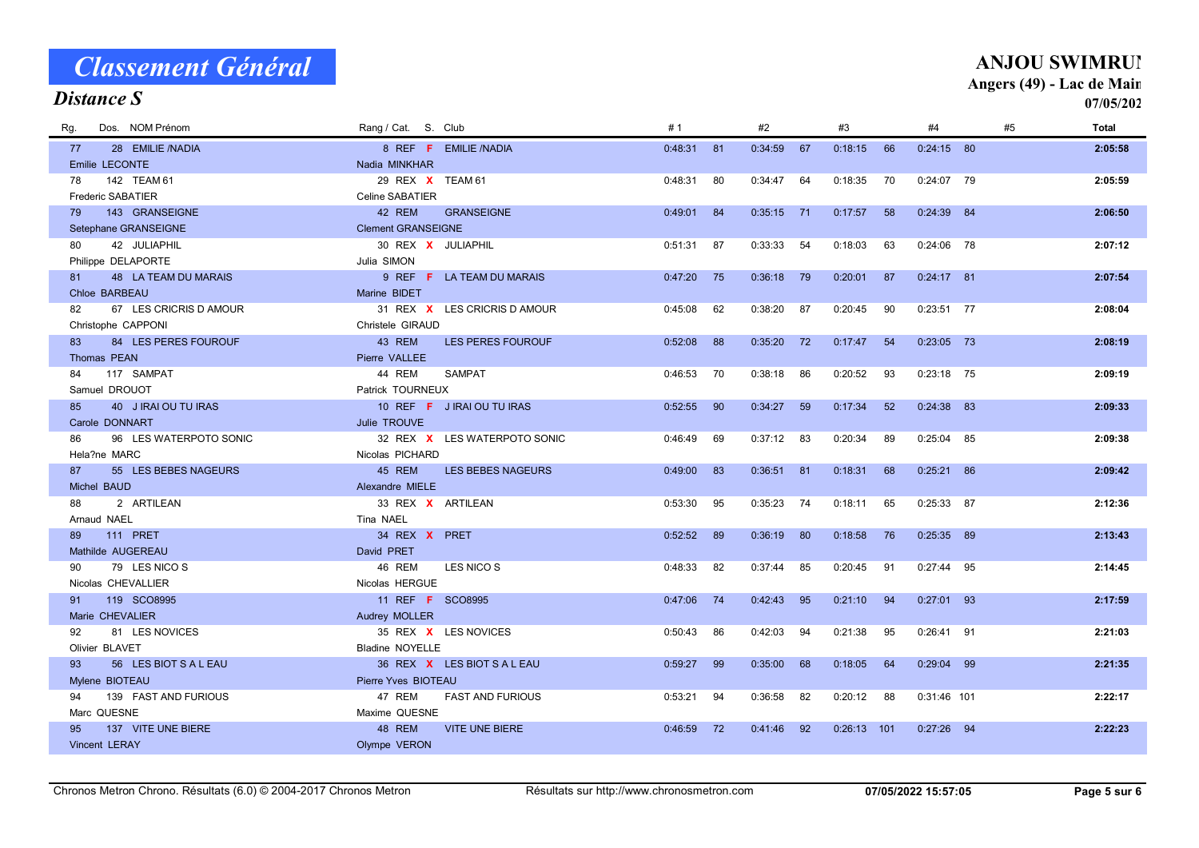# Classement Général

## Distance S

**ANJOU SWIMRUN**
**Angers (49) - Lac de Maine**
**07/05/2022**

| Rg. | Dos. | NOM Prénom | Rang / Cat. | S. | Club | #1 | | #2 | | #3 | | #4 | | #5 | Total |
|---|---|---|---|---|---|---|---|---|---|---|---|---|---|---|---|
| 77 | 28 | EMILIE /NADIA<br>Emilie LECONTE | 8 REF<br>Nadia MINKHAR | F | EMILIE /NADIA | 0:48:31 | 81 | 0:34:59 | 67 | 0:18:15 | 66 | 0:24:15 | 80 | | 2:05:58 |
| 78 | 142 | TEAM 61<br>Frederic SABATIER | 29 REX<br>Celine SABATIER | X | TEAM 61 | 0:48:31 | 80 | 0:34:47 | 64 | 0:18:35 | 70 | 0:24:07 | 79 | | 2:05:59 |
| 79 | 143 | GRANSEIGNE<br>Setephane GRANSEIGNE | 42 REM<br>Clement GRANSEIGNE | | GRANSEIGNE | 0:49:01 | 84 | 0:35:15 | 71 | 0:17:57 | 58 | 0:24:39 | 84 | | 2:06:50 |
| 80 | 42 | JULIAPHIL<br>Philippe DELAPORTE | 30 REX<br>Julia SIMON | X | JULIAPHIL | 0:51:31 | 87 | 0:33:33 | 54 | 0:18:03 | 63 | 0:24:06 | 78 | | 2:07:12 |
| 81 | 48 | LA TEAM DU MARAIS<br>Chloe BARBEAU | 9 REF<br>Marine BIDET | F | LA TEAM DU MARAIS | 0:47:20 | 75 | 0:36:18 | 79 | 0:20:01 | 87 | 0:24:17 | 81 | | 2:07:54 |
| 82 | 67 | LES CRICRIS D AMOUR<br>Christophe CAPPONI | 31 REX<br>Christele GIRAUD | X | LES CRICRIS D AMOUR | 0:45:08 | 62 | 0:38:20 | 87 | 0:20:45 | 90 | 0:23:51 | 77 | | 2:08:04 |
| 83 | 84 | LES PERES FOUROUF<br>Thomas PEAN | 43 REM<br>Pierre VALLEE | | LES PERES FOUROUF | 0:52:08 | 88 | 0:35:20 | 72 | 0:17:47 | 54 | 0:23:05 | 73 | | 2:08:19 |
| 84 | 117 | SAMPAT<br>Samuel DROUOT | 44 REM<br>Patrick TOURNEUX | | SAMPAT | 0:46:53 | 70 | 0:38:18 | 86 | 0:20:52 | 93 | 0:23:18 | 75 | | 2:09:19 |
| 85 | 40 | J IRAI OU TU IRAS<br>Carole DONNART | 10 REF<br>Julie TROUVE | F | J IRAI OU TU IRAS | 0:52:55 | 90 | 0:34:27 | 59 | 0:17:34 | 52 | 0:24:38 | 83 | | 2:09:33 |
| 86 | 96 | LES WATERPOTO SONIC<br>Hela?ne MARC | 32 REX<br>Nicolas PICHARD | X | LES WATERPOTO SONIC | 0:46:49 | 69 | 0:37:12 | 83 | 0:20:34 | 89 | 0:25:04 | 85 | | 2:09:38 |
| 87 | 55 | LES BEBES NAGEURS<br>Michel BAUD | 45 REM<br>Alexandre MIELE | | LES BEBES NAGEURS | 0:49:00 | 83 | 0:36:51 | 81 | 0:18:31 | 68 | 0:25:21 | 86 | | 2:09:42 |
| 88 | 2 | ARTILEAN<br>Arnaud NAEL | 33 REX<br>Tina NAEL | X | ARTILEAN | 0:53:30 | 95 | 0:35:23 | 74 | 0:18:11 | 65 | 0:25:33 | 87 | | 2:12:36 |
| 89 | 111 | PRET<br>Mathilde AUGEREAU | 34 REX<br>David PRET | X | PRET | 0:52:52 | 89 | 0:36:19 | 80 | 0:18:58 | 76 | 0:25:35 | 89 | | 2:13:43 |
| 90 | 79 | LES NICO S<br>Nicolas CHEVALLIER | 46 REM<br>Nicolas HERGUE | | LES NICO S | 0:48:33 | 82 | 0:37:44 | 85 | 0:20:45 | 91 | 0:27:44 | 95 | | 2:14:45 |
| 91 | 119 | SCO8995<br>Marie CHEVALIER | 11 REF<br>Audrey MOLLER | F | SCO8995 | 0:47:06 | 74 | 0:42:43 | 95 | 0:21:10 | 94 | 0:27:01 | 93 | | 2:17:59 |
| 92 | 81 | LES NOVICES<br>Olivier BLAVET | 35 REX<br>Bladine NOYELLE | X | LES NOVICES | 0:50:43 | 86 | 0:42:03 | 94 | 0:21:38 | 95 | 0:26:41 | 91 | | 2:21:03 |
| 93 | 56 | LES BIOT S A L EAU<br>Mylene BIOTEAU | 36 REX<br>Pierre Yves BIOTEAU | X | LES BIOT S A L EAU | 0:59:27 | 99 | 0:35:00 | 68 | 0:18:05 | 64 | 0:29:04 | 99 | | 2:21:35 |
| 94 | 139 | FAST AND FURIOUS<br>Marc QUESNE | 47 REM<br>Maxime QUESNE | | FAST AND FURIOUS | 0:53:21 | 94 | 0:36:58 | 82 | 0:20:12 | 88 | 0:31:46 | 101 | | 2:22:17 |
| 95 | 137 | VITE UNE BIERE<br>Vincent LERAY | 48 REM<br>Olympe VERON | | VITE UNE BIERE | 0:46:59 | 72 | 0:41:46 | 92 | 0:26:13 | 101 | 0:27:26 | 94 | | 2:22:23 |

Chronos Metron Chrono. Résultats (6.0) © 2004-2017 Chronos Metron — Résultats sur http://www.chronosmetron.com — 07/05/2022 15:57:05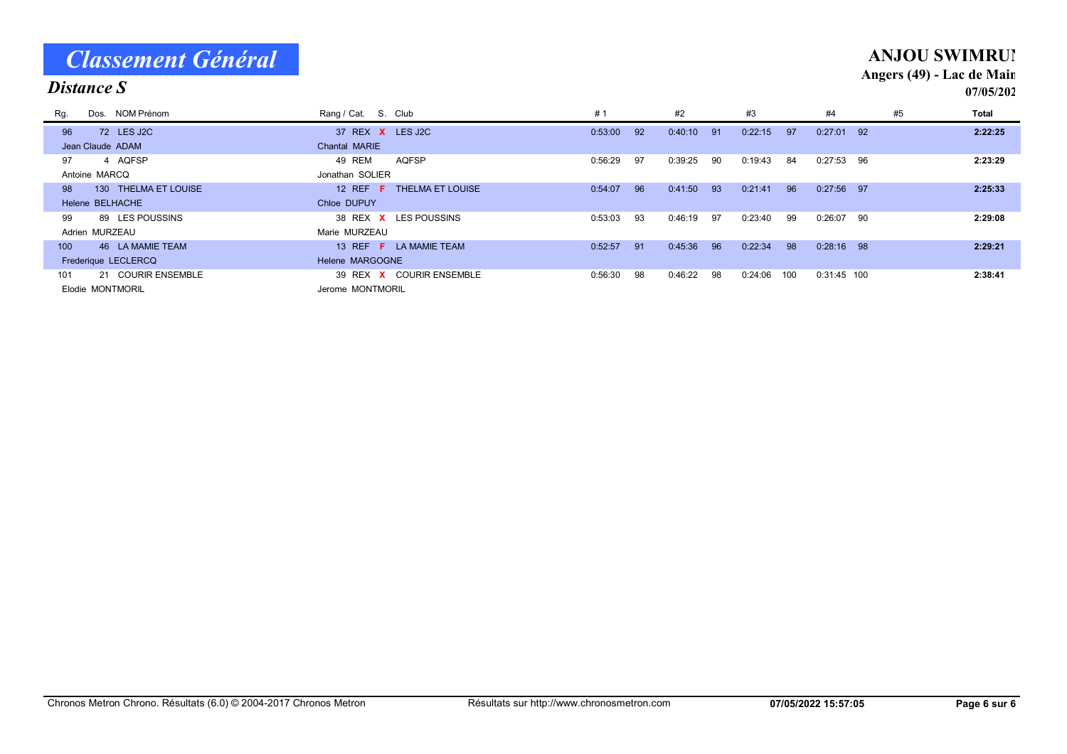# Classement Général

## Distance S

**ANJOU SWIMRUI**

**Angers (49) - Lac de Mair**

**07/05/202**

| Rg. | Dos. NOM Prénom | Rang / Cat. | S. | Club | # 1 | | #2 | | #3 | | #4 | | #5 | Total |
|---|---|---|---|---|---|---|---|---|---|---|---|---|---|---|
| 96 | 72 LES J2C<br>Jean Claude ADAM | 37 REX<br>Chantal MARIE | X | LES J2C | 0:53:00 | 92 | 0:40:10 | 91 | 0:22:15 | 97 | 0:27:01 | 92 | | **2:22:25** |
| 97 | 4 AQFSP<br>Antoine MARCQ | 49 REM<br>Jonathan SOLIER | | AQFSP | 0:56:29 | 97 | 0:39:25 | 90 | 0:19:43 | 84 | 0:27:53 | 96 | | **2:23:29** |
| 98 | 130 THELMA ET LOUISE<br>Helene BELHACHE | 12 REF<br>Chloe DUPUY | F | THELMA ET LOUISE | 0:54:07 | 96 | 0:41:50 | 93 | 0:21:41 | 96 | 0:27:56 | 97 | | **2:25:33** |
| 99 | 89 LES POUSSINS<br>Adrien MURZEAU | 38 REX<br>Marie MURZEAU | X | LES POUSSINS | 0:53:03 | 93 | 0:46:19 | 97 | 0:23:40 | 99 | 0:26:07 | 90 | | **2:29:08** |
| 100 | 46 LA MAMIE TEAM<br>Frederique LECLERCQ | 13 REF<br>Helene MARGOGNE | F | LA MAMIE TEAM | 0:52:57 | 91 | 0:45:36 | 96 | 0:22:34 | 98 | 0:28:16 | 98 | | **2:29:21** |
| 101 | 21 COURIR ENSEMBLE<br>Elodie MONTMORIL | 39 REX<br>Jerome MONTMORIL | X | COURIR ENSEMBLE | 0:56:30 | 98 | 0:46:22 | 98 | 0:24:06 | 100 | 0:31:45 | 100 | | **2:38:41** |

Chronos Metron Chrono. Résultats (6.0) © 2004-2017 Chronos Metron — Résultats sur http://www.chronosmetron.com — **07/05/2022 15:57:05**